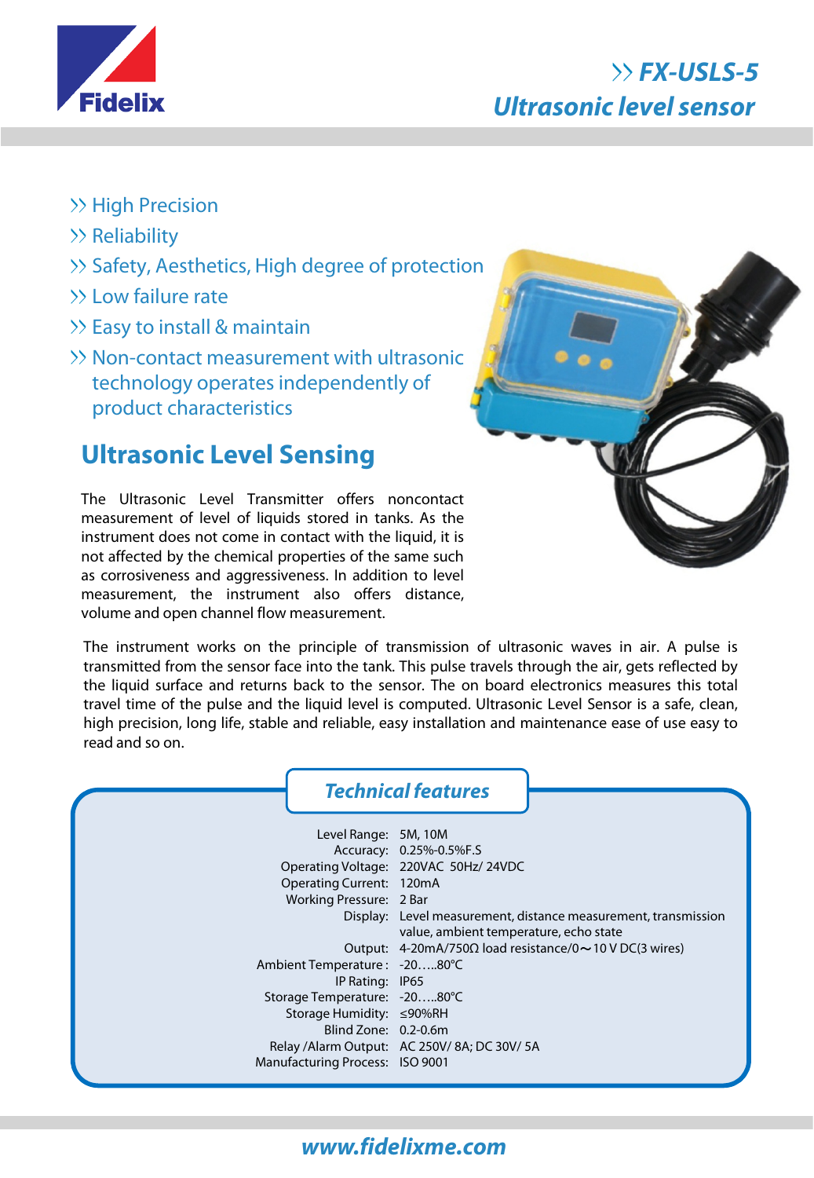# FX-USLS-5
## Ultrasonic level sensor

- High Precision
- Reliability
- Safety, Aesthetics, High degree of protection
- Low failure rate
- Easy to install & maintain
- Non-contact measurement with ultrasonic technology operates independently of product characteristics

## Ultrasonic Level Sensing

The Ultrasonic Level Transmitter offers noncontact measurement of level of liquids stored in tanks. As the instrument does not come in contact with the liquid, it is not affected by the chemical properties of the same such as corrosiveness and aggressiveness. In addition to level measurement, the instrument also offers distance, volume and open channel flow measurement.

The instrument works on the principle of transmission of ultrasonic waves in air. A pulse is transmitted from the sensor face into the tank. This pulse travels through the air, gets reflected by the liquid surface and returns back to the sensor. The on board electronics measures this total travel time of the pulse and the liquid level is computed. Ultrasonic Level Sensor is a safe, clean, high precision, long life, stable and reliable, easy installation and maintenance ease of use easy to read and so on.

### Technical features

| | |
|---|---|
| Level Range: | 5M, 10M |
| Accuracy: | 0.25%-0.5%F.S |
| Operating Voltage: | 220VAC 50Hz/ 24VDC |
| Operating Current: | 120mA |
| Working Pressure: | 2 Bar |
| Display: | Level measurement, distance measurement, transmission value, ambient temperature, echo state |
| Output: | 4-20mA/750Ω load resistance/0～10 V DC(3 wires) |
| Ambient Temperature : | -20…..80°C |
| IP Rating: | IP65 |
| Storage Temperature: | -20…..80°C |
| Storage Humidity: | ≤90%RH |
| Blind Zone: | 0.2-0.6m |
| Relay /Alarm Output: | AC 250V/ 8A; DC 30V/ 5A |
| Manufacturing Process: | ISO 9001 |

www.fidelixme.com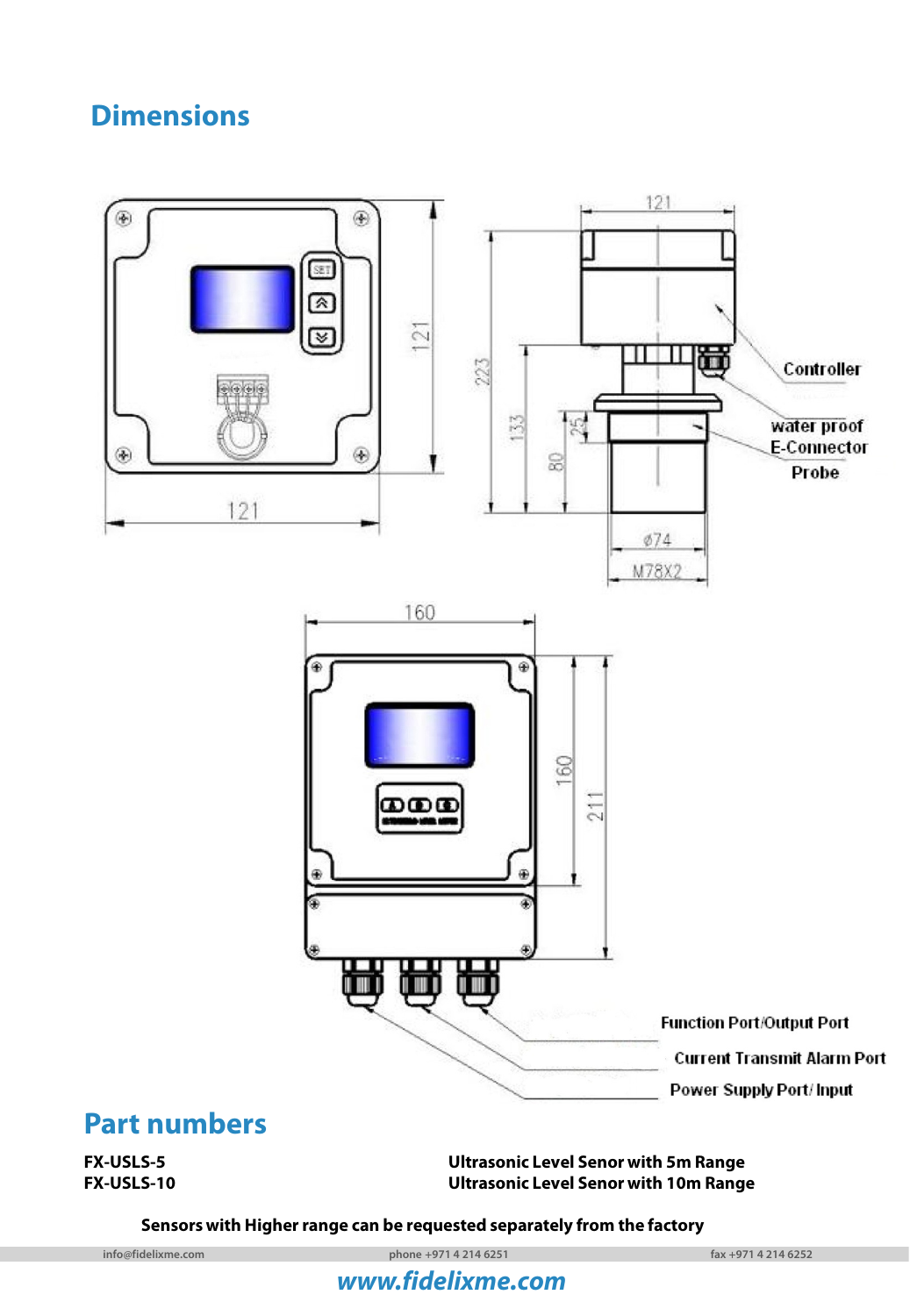## Dimensions

121
121
121
223
133
80
25
Controller
water proof
E-Connector
Probe
ø74
M78X2

160
160
211
Function Port/Output Port
Current Transmit Alarm Port
Power Supply Port/ Input

## Part numbers

| | |
|---|---|
| **FX-USLS-5** | **Ultrasonic Level Senor with 5m Range** |
| **FX-USLS-10** | **Ultrasonic Level Senor with 10m Range** |

**Sensors with Higher range can be requested separately from the factory**

info@fidelixme.com phone +971 4 214 6251 fax +971 4 214 6252

***www.fidelixme.com***